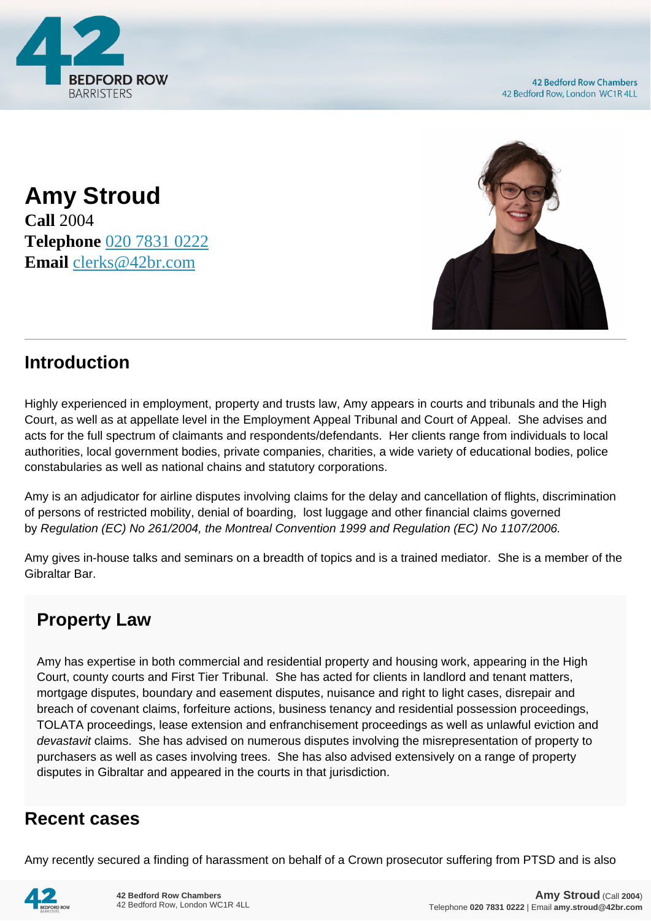# Amy Stroud

**Call** 2004
**Telephone** 020 7831 0222
**Email** clerks@42br.com

## Introduction

Highly experienced in employment, property and trusts law, Amy appears in courts and tribunals and the High Court, as well as at appellate level in the Employment Appeal Tribunal and Court of Appeal. She advises and acts for the full spectrum of claimants and respondents/defendants. Her clients range from individuals to local authorities, local government bodies, private companies, charities, a wide variety of educational bodies, police constabularies as well as national chains and statutory corporations.

Amy is an adjudicator for airline disputes involving claims for the delay and cancellation of flights, discrimination of persons of restricted mobility, denial of boarding, lost luggage and other financial claims governed by *Regulation (EC) No 261/2004, the Montreal Convention 1999 and Regulation (EC) No 1107/2006.*

Amy gives in-house talks and seminars on a breadth of topics and is a trained mediator. She is a member of the Gibraltar Bar.

## Property Law

Amy has expertise in both commercial and residential property and housing work, appearing in the High Court, county courts and First Tier Tribunal. She has acted for clients in landlord and tenant matters, mortgage disputes, boundary and easement disputes, nuisance and right to light cases, disrepair and breach of covenant claims, forfeiture actions, business tenancy and residential possession proceedings, TOLATA proceedings, lease extension and enfranchisement proceedings as well as unlawful eviction and *devastavit* claims. She has advised on numerous disputes involving the misrepresentation of property to purchasers as well as cases involving trees. She has also advised extensively on a range of property disputes in Gibraltar and appeared in the courts in that jurisdiction.

## Recent cases

Amy recently secured a finding of harassment on behalf of a Crown prosecutor suffering from PTSD and is also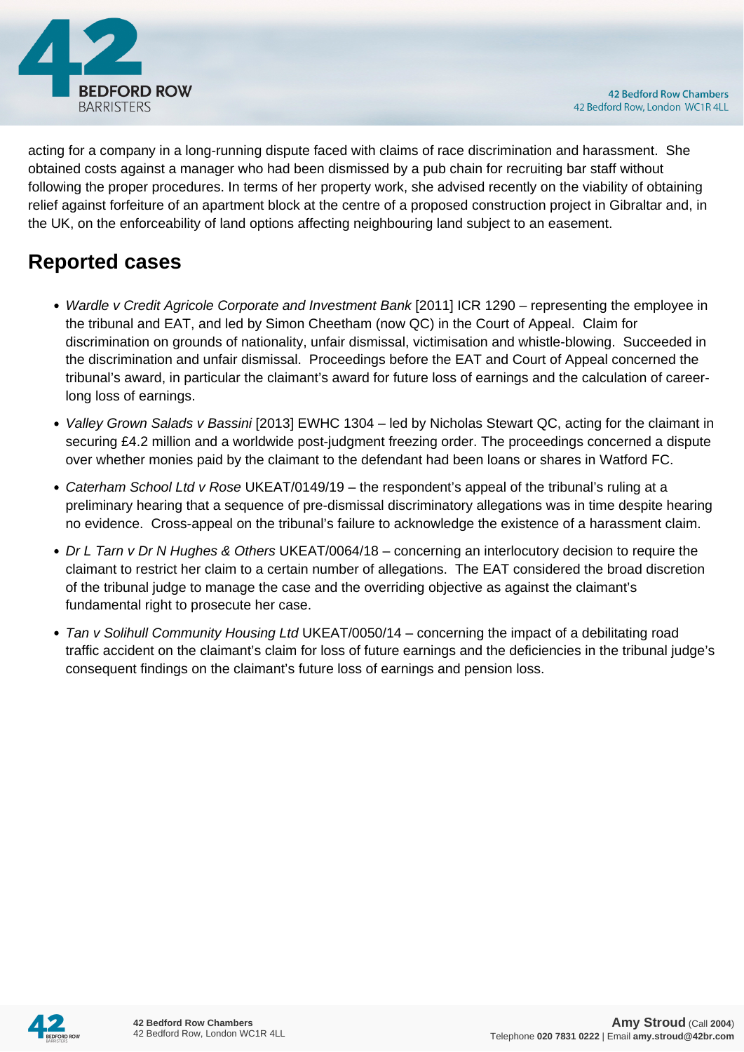acting for a company in a long-running dispute faced with claims of race discrimination and harassment. She obtained costs against a manager who had been dismissed by a pub chain for recruiting bar staff without following the proper procedures. In terms of her property work, she advised recently on the viability of obtaining relief against forfeiture of an apartment block at the centre of a proposed construction project in Gibraltar and, in the UK, on the enforceability of land options affecting neighbouring land subject to an easement.

## Reported cases

- *Wardle v Credit Agricole Corporate and Investment Bank* [2011] ICR 1290 – representing the employee in the tribunal and EAT, and led by Simon Cheetham (now QC) in the Court of Appeal. Claim for discrimination on grounds of nationality, unfair dismissal, victimisation and whistle-blowing. Succeeded in the discrimination and unfair dismissal. Proceedings before the EAT and Court of Appeal concerned the tribunal's award, in particular the claimant's award for future loss of earnings and the calculation of career-long loss of earnings.
- *Valley Grown Salads v Bassini* [2013] EWHC 1304 – led by Nicholas Stewart QC, acting for the claimant in securing £4.2 million and a worldwide post-judgment freezing order. The proceedings concerned a dispute over whether monies paid by the claimant to the defendant had been loans or shares in Watford FC.
- *Caterham School Ltd v Rose* UKEAT/0149/19 – the respondent's appeal of the tribunal's ruling at a preliminary hearing that a sequence of pre-dismissal discriminatory allegations was in time despite hearing no evidence. Cross-appeal on the tribunal's failure to acknowledge the existence of a harassment claim.
- *Dr L Tarn v Dr N Hughes & Others* UKEAT/0064/18 – concerning an interlocutory decision to require the claimant to restrict her claim to a certain number of allegations. The EAT considered the broad discretion of the tribunal judge to manage the case and the overriding objective as against the claimant's fundamental right to prosecute her case.
- *Tan v Solihull Community Housing Ltd* UKEAT/0050/14 – concerning the impact of a debilitating road traffic accident on the claimant's claim for loss of future earnings and the deficiencies in the tribunal judge's consequent findings on the claimant's future loss of earnings and pension loss.